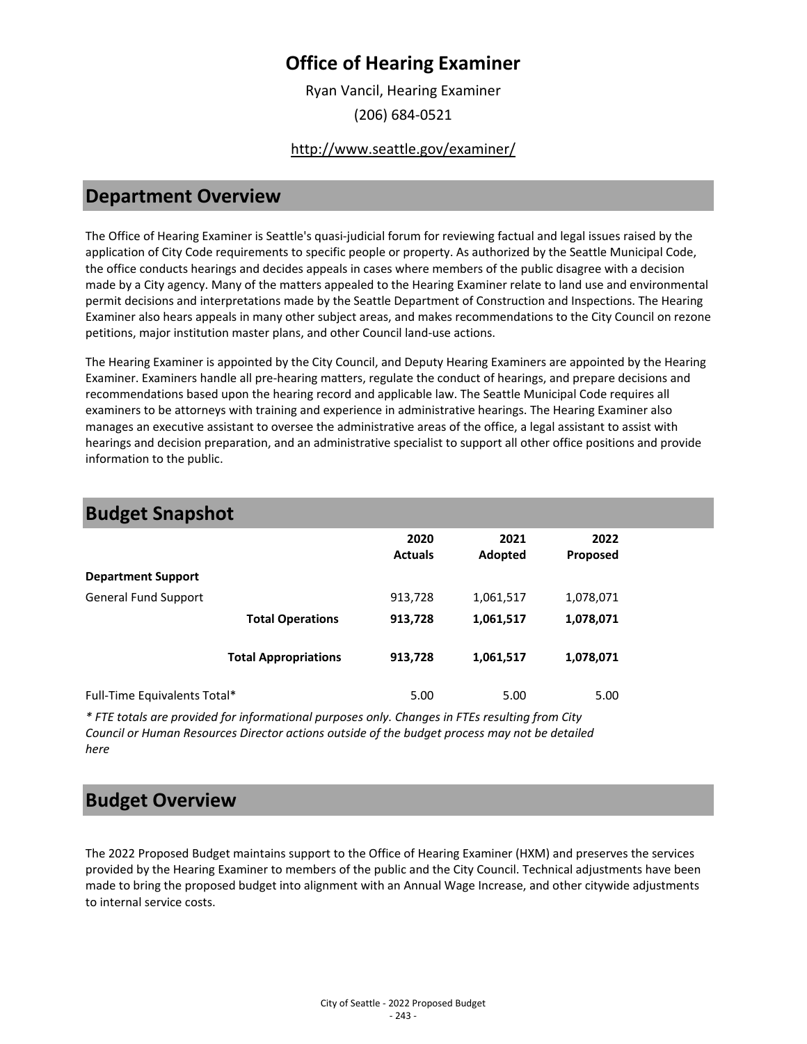# Office of Hearing Examiner

Ryan Vancil, Hearing Examiner

(206) 684-0521

http://www.seattle.gov/examiner/

## Department Overview

The Office of Hearing Examiner is Seattle's quasi-judicial forum for reviewing factual and legal issues raised by the application of City Code requirements to specific people or property. As authorized by the Seattle Municipal Code, the office conducts hearings and decides appeals in cases where members of the public disagree with a decision made by a City agency. Many of the matters appealed to the Hearing Examiner relate to land use and environmental permit decisions and interpretations made by the Seattle Department of Construction and Inspections. The Hearing Examiner also hears appeals in many other subject areas, and makes recommendations to the City Council on rezone petitions, major institution master plans, and other Council land-use actions.

The Hearing Examiner is appointed by the City Council, and Deputy Hearing Examiners are appointed by the Hearing Examiner. Examiners handle all pre-hearing matters, regulate the conduct of hearings, and prepare decisions and recommendations based upon the hearing record and applicable law. The Seattle Municipal Code requires all examiners to be attorneys with training and experience in administrative hearings. The Hearing Examiner also manages an executive assistant to oversee the administrative areas of the office, a legal assistant to assist with hearings and decision preparation, and an administrative specialist to support all other office positions and provide information to the public.

## Budget Snapshot

| | 2020 Actuals | 2021 Adopted | 2022 Proposed |
|---|---|---|---|
| **Department Support** | | | |
| General Fund Support | 913,728 | 1,061,517 | 1,078,071 |
| **Total Operations** | **913,728** | **1,061,517** | **1,078,071** |
| **Total Appropriations** | **913,728** | **1,061,517** | **1,078,071** |
| Full-Time Equivalents Total* | 5.00 | 5.00 | 5.00 |

*\* FTE totals are provided for informational purposes only. Changes in FTEs resulting from City Council or Human Resources Director actions outside of the budget process may not be detailed here*

## Budget Overview

The 2022 Proposed Budget maintains support to the Office of Hearing Examiner (HXM) and preserves the services provided by the Hearing Examiner to members of the public and the City Council. Technical adjustments have been made to bring the proposed budget into alignment with an Annual Wage Increase, and other citywide adjustments to internal service costs.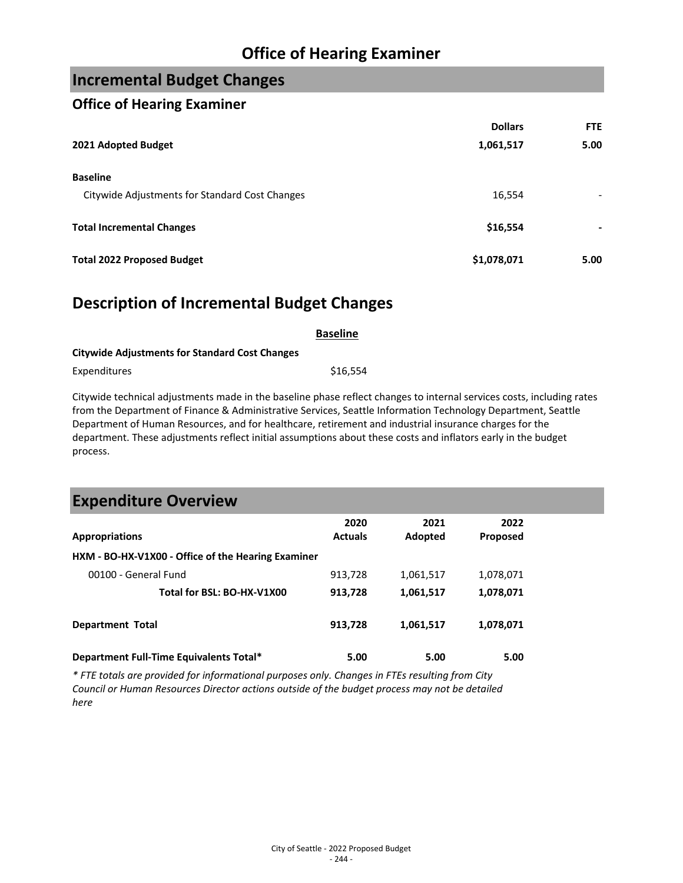# Office of Hearing Examiner

## Incremental Budget Changes

### Office of Hearing Examiner

| | Dollars | FTE |
|---|---|---|
| **2021 Adopted Budget** | **1,061,517** | **5.00** |
| | | |
| **Baseline** | | |
| Citywide Adjustments for Standard Cost Changes | 16,554 | - |
| | | |
| **Total Incremental Changes** | **$16,554** | **-** |
| | | |
| **Total 2022 Proposed Budget** | **$1,078,071** | **5.00** |

## Description of Incremental Budget Changes

**Baseline**

**Citywide Adjustments for Standard Cost Changes**

Expenditures $16,554

Citywide technical adjustments made in the baseline phase reflect changes to internal services costs, including rates from the Department of Finance & Administrative Services, Seattle Information Technology Department, Seattle Department of Human Resources, and for healthcare, retirement and industrial insurance charges for the department. These adjustments reflect initial assumptions about these costs and inflators early in the budget process.

## Expenditure Overview

| Appropriations | 2020 Actuals | 2021 Adopted | 2022 Proposed |
|---|---|---|---|
| **HXM - BO-HX-V1X00 - Office of the Hearing Examiner** | | | |
| 00100 - General Fund | 913,728 | 1,061,517 | 1,078,071 |
| **Total for BSL: BO-HX-V1X00** | **913,728** | **1,061,517** | **1,078,071** |
| | | | |
| **Department Total** | **913,728** | **1,061,517** | **1,078,071** |
| | | | |
| **Department Full-Time Equivalents Total*** | **5.00** | **5.00** | **5.00** |

*\* FTE totals are provided for informational purposes only. Changes in FTEs resulting from City Council or Human Resources Director actions outside of the budget process may not be detailed here*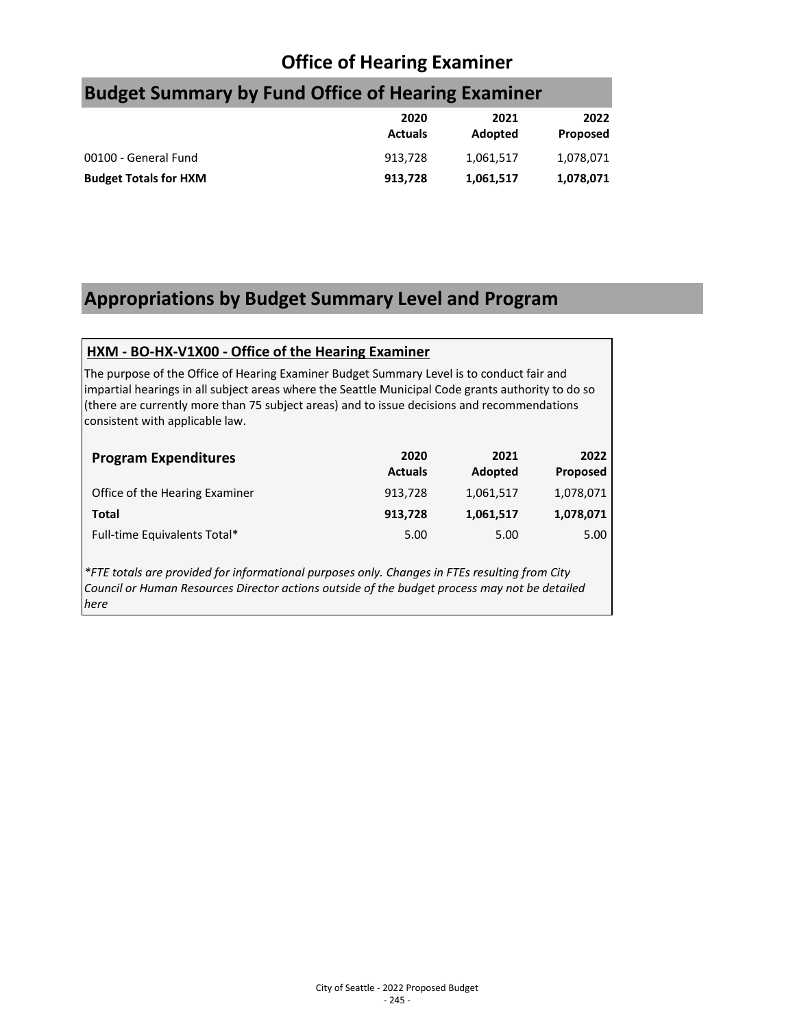# Office of Hearing Examiner

## Budget Summary by Fund Office of Hearing Examiner

| | 2020 Actuals | 2021 Adopted | 2022 Proposed |
|---|---|---|---|
| 00100 - General Fund | 913,728 | 1,061,517 | 1,078,071 |
| **Budget Totals for HXM** | **913,728** | **1,061,517** | **1,078,071** |

## Appropriations by Budget Summary Level and Program

### HXM - BO-HX-V1X00 - Office of the Hearing Examiner

The purpose of the Office of Hearing Examiner Budget Summary Level is to conduct fair and impartial hearings in all subject areas where the Seattle Municipal Code grants authority to do so (there are currently more than 75 subject areas) and to issue decisions and recommendations consistent with applicable law.

| Program Expenditures | 2020 Actuals | 2021 Adopted | 2022 Proposed |
|---|---|---|---|
| Office of the Hearing Examiner | 913,728 | 1,061,517 | 1,078,071 |
| **Total** | **913,728** | **1,061,517** | **1,078,071** |
| Full-time Equivalents Total* | 5.00 | 5.00 | 5.00 |

*\*FTE totals are provided for informational purposes only. Changes in FTEs resulting from City Council or Human Resources Director actions outside of the budget process may not be detailed here*